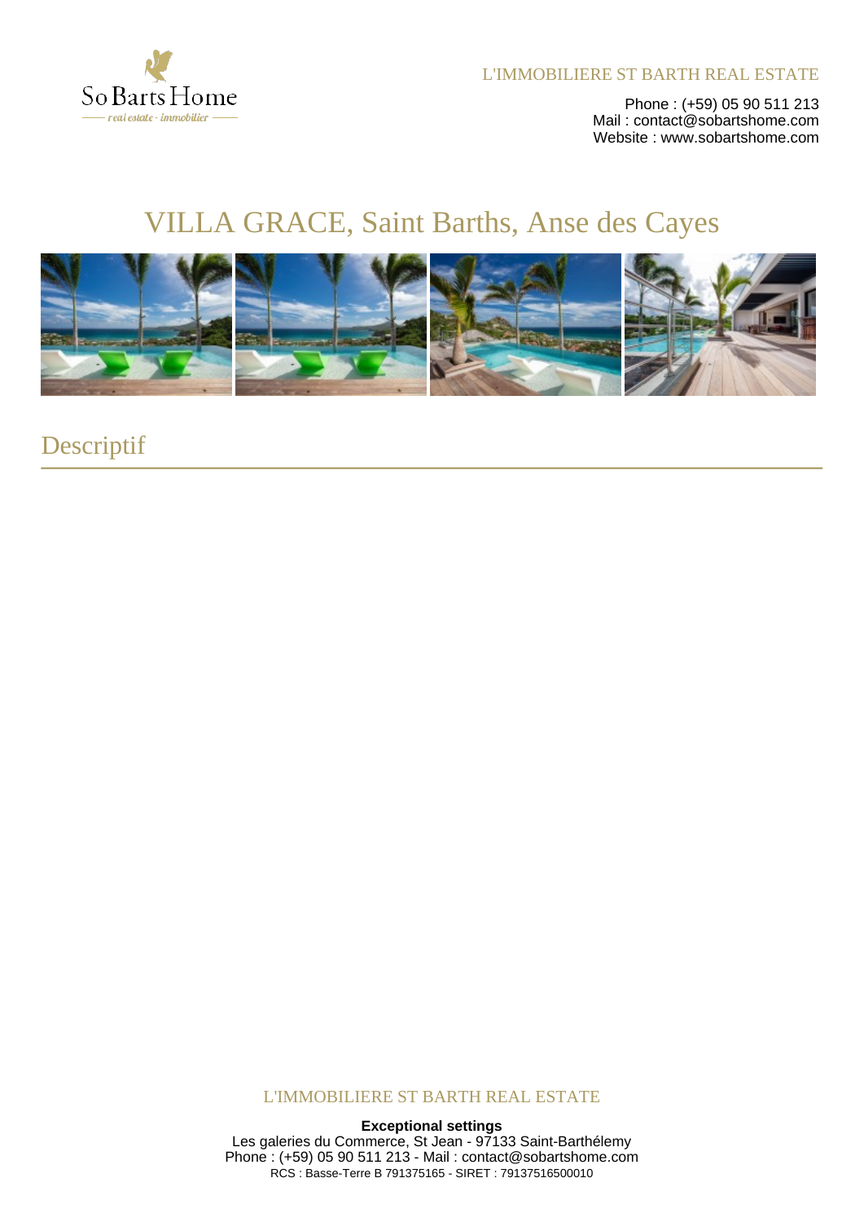L'IMMOBILIERE ST BARTH REAL ESTATE

Phone : (+59) 05 90 511 213
Mail : contact@sobartshome.com
Website : www.sobartshome.com

# VILLA GRACE, Saint Barths, Anse des Cayes

## Descriptif

L'IMMOBILIERE ST BARTH REAL ESTATE

**Exceptional settings**
Les galeries du Commerce, St Jean - 97133 Saint-Barthélemy
Phone : (+59) 05 90 511 213 - Mail : contact@sobartshome.com
RCS : Basse-Terre B 791375165 - SIRET : 79137516500010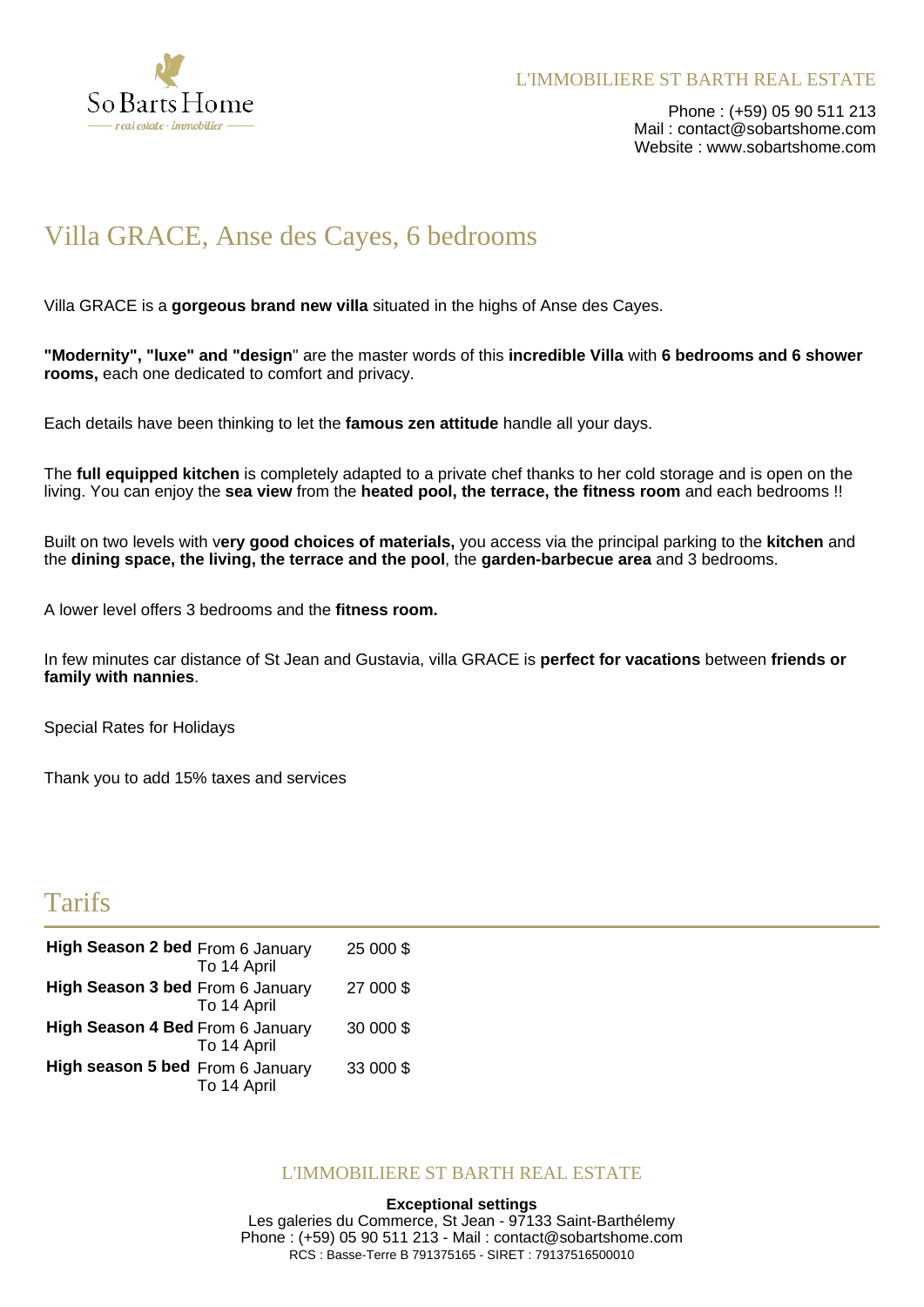# Villa GRACE, Anse des Cayes, 6 bedrooms

Villa GRACE is a **gorgeous brand new villa** situated in the highs of Anse des Cayes.

**"Modernity", "luxe" and "design**" are the master words of this **incredible Villa** with **6 bedrooms and 6 shower rooms,** each one dedicated to comfort and privacy.

Each details have been thinking to let the **famous zen attitude** handle all your days.

The **full equipped kitchen** is completely adapted to a private chef thanks to her cold storage and is open on the living. You can enjoy the **sea view** from the **heated pool, the terrace, the fitness room** and each bedrooms !!

Built on two levels with v**ery good choices of materials,** you access via the principal parking to the **kitchen** and the **dining space, the living, the terrace and the pool**, the **garden-barbecue area** and 3 bedrooms.

A lower level offers 3 bedrooms and the **fitness room.**

In few minutes car distance of St Jean and Gustavia, villa GRACE is **perfect for vacations** between **friends or family with nannies**.

Special Rates for Holidays

Thank you to add 15% taxes and services

## Tarifs

| | | |
|---|---|---|
| **High Season 2 bed** | From 6 January To 14 April | 25 000 $ |
| **High Season 3 bed** | From 6 January To 14 April | 27 000 $ |
| **High Season 4 Bed** | From 6 January To 14 April | 30 000 $ |
| **High season 5 bed** | From 6 January To 14 April | 33 000 $ |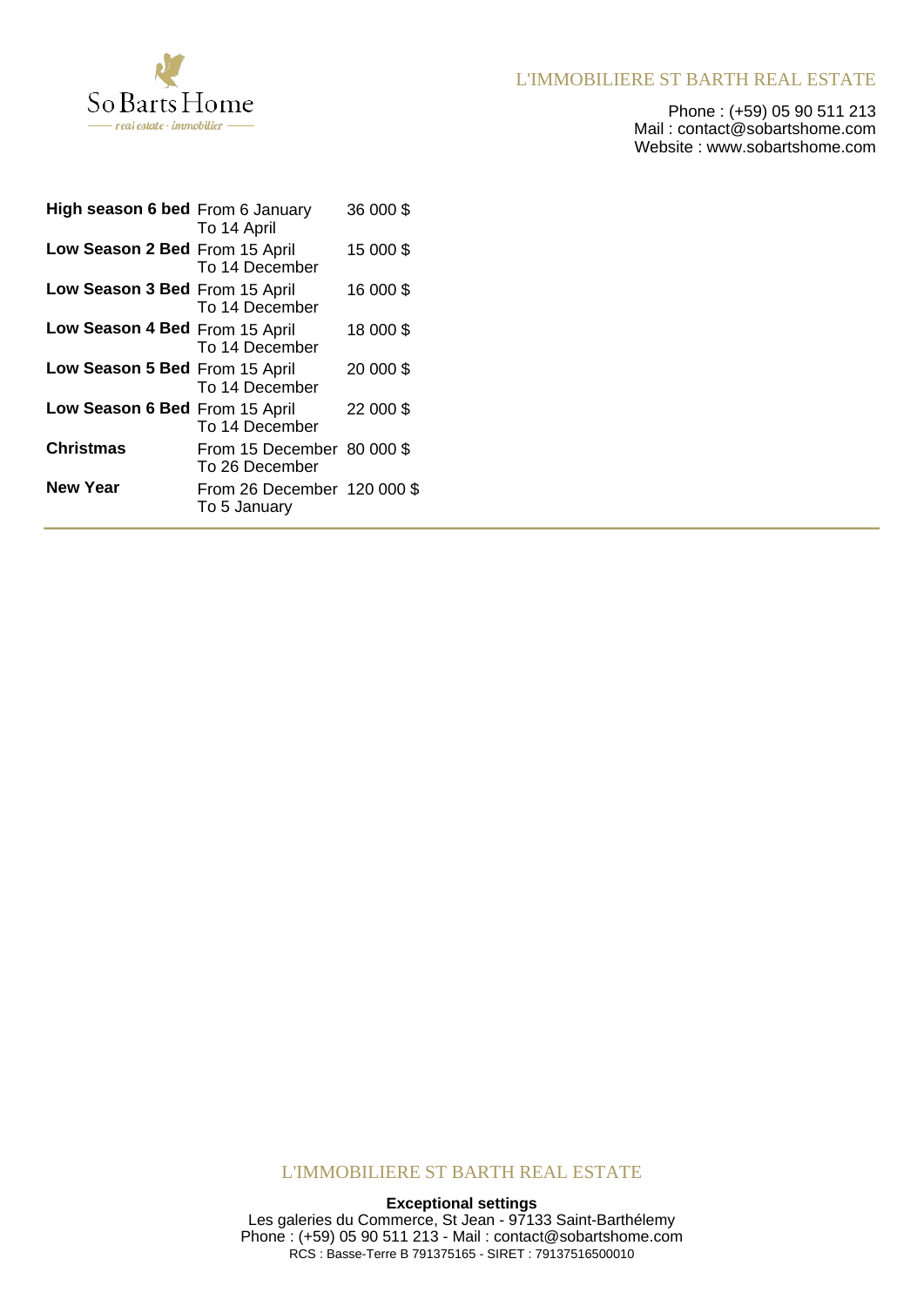| | | |
|---|---|---|
| **High season 6 bed** | From 6 January<br>To 14 April | 36 000 $ |
| **Low Season 2 Bed** | From 15 April<br>To 14 December | 15 000 $ |
| **Low Season 3 Bed** | From 15 April<br>To 14 December | 16 000 $ |
| **Low Season 4 Bed** | From 15 April<br>To 14 December | 18 000 $ |
| **Low Season 5 Bed** | From 15 April<br>To 14 December | 20 000 $ |
| **Low Season 6 Bed** | From 15 April<br>To 14 December | 22 000 $ |
| **Christmas** | From 15 December<br>To 26 December | 80 000 $ |
| **New Year** | From 26 December<br>To 5 January | 120 000 $ |